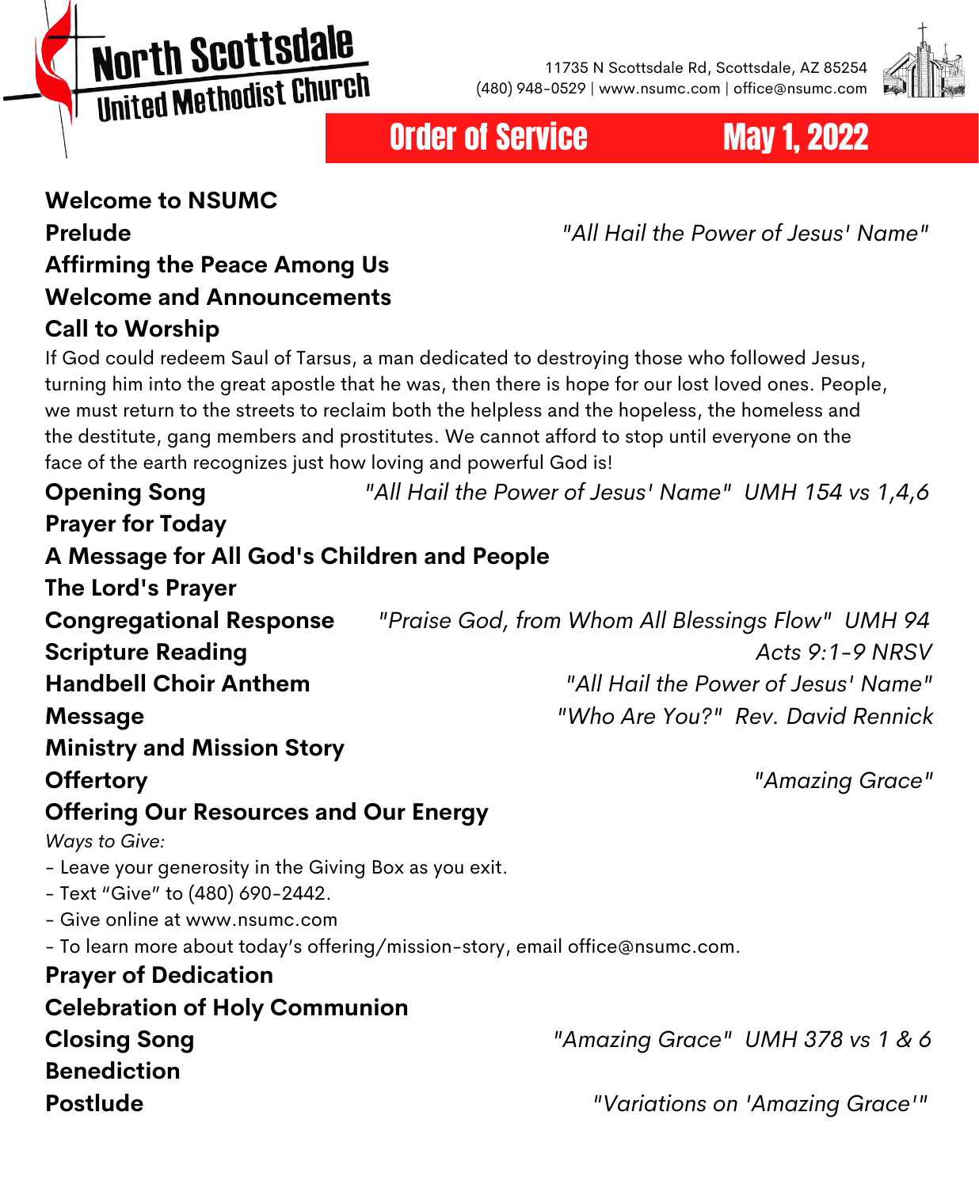# North Scottsdale United Methodist Church

11735 N Scottsdale Rd, Scottsdale, AZ 85254
(480) 948-0529 | www.nsumc.com | office@nsumc.com

## Order of Service — May 1, 2022

**Welcome to NSUMC**

**Prelude** — *"All Hail the Power of Jesus' Name"*

**Affirming the Peace Among Us**

**Welcome and Announcements**

**Call to Worship**

If God could redeem Saul of Tarsus, a man dedicated to destroying those who followed Jesus, turning him into the great apostle that he was, then there is hope for our lost loved ones. People, we must return to the streets to reclaim both the helpless and the hopeless, the homeless and the destitute, gang members and prostitutes. We cannot afford to stop until everyone on the face of the earth recognizes just how loving and powerful God is!

**Opening Song** — *"All Hail the Power of Jesus' Name" UMH 154 vs 1,4,6*

**Prayer for Today**

**A Message for All God's Children and People**

**The Lord's Prayer**

**Congregational Response** — *"Praise God, from Whom All Blessings Flow" UMH 94*

**Scripture Reading** — *Acts 9:1-9 NRSV*

**Handbell Choir Anthem** — *"All Hail the Power of Jesus' Name"*

**Message** — *"Who Are You?" Rev. David Rennick*

**Ministry and Mission Story**

**Offertory** — *"Amazing Grace"*

**Offering Our Resources and Our Energy**

*Ways to Give:*

- Leave your generosity in the Giving Box as you exit.
- Text "Give" to (480) 690-2442.
- Give online at www.nsumc.com
- To learn more about today's offering/mission-story, email office@nsumc.com.

**Prayer of Dedication**

**Celebration of Holy Communion**

**Closing Song** — *"Amazing Grace" UMH 378 vs 1 & 6*

**Benediction**

**Postlude** — *"Variations on 'Amazing Grace'"*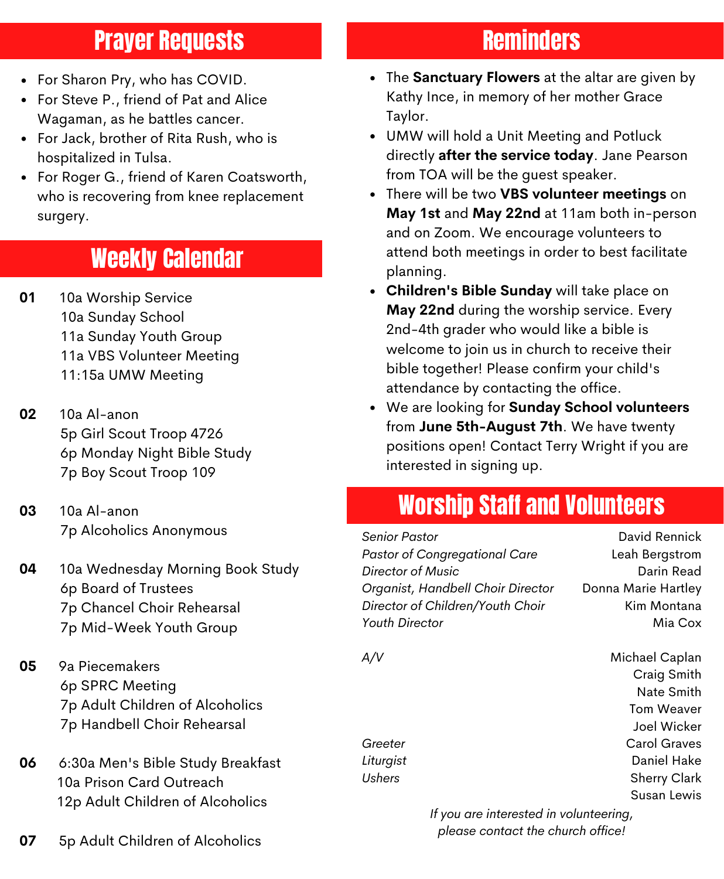## Prayer Requests

- For Sharon Pry, who has COVID.
- For Steve P., friend of Pat and Alice Wagaman, as he battles cancer.
- For Jack, brother of Rita Rush, who is hospitalized in Tulsa.
- For Roger G., friend of Karen Coatsworth, who is recovering from knee replacement surgery.

## Weekly Calendar

**01** 10a Worship Service
10a Sunday School
11a Sunday Youth Group
11a VBS Volunteer Meeting
11:15a UMW Meeting

**02** 10a Al-anon
5p Girl Scout Troop 4726
6p Monday Night Bible Study
7p Boy Scout Troop 109

**03** 10a Al-anon
7p Alcoholics Anonymous

**04** 10a Wednesday Morning Book Study
6p Board of Trustees
7p Chancel Choir Rehearsal
7p Mid-Week Youth Group

**05** 9a Piecemakers
6p SPRC Meeting
7p Adult Children of Alcoholics
7p Handbell Choir Rehearsal

**06** 6:30a Men's Bible Study Breakfast
10a Prison Card Outreach
12p Adult Children of Alcoholics

**07** 5p Adult Children of Alcoholics

## Reminders

- The **Sanctuary Flowers** at the altar are given by Kathy Ince, in memory of her mother Grace Taylor.
- UMW will hold a Unit Meeting and Potluck directly **after the service today**. Jane Pearson from TOA will be the guest speaker.
- There will be two **VBS volunteer meetings** on **May 1st** and **May 22nd** at 11am both in-person and on Zoom. We encourage volunteers to attend both meetings in order to best facilitate planning.
- **Children's Bible Sunday** will take place on **May 22nd** during the worship service. Every 2nd-4th grader who would like a bible is welcome to join us in church to receive their bible together! Please confirm your child's attendance by contacting the office.
- We are looking for **Sunday School volunteers** from **June 5th-August 7th**. We have twenty positions open! Contact Terry Wright if you are interested in signing up.

## Worship Staff and Volunteers

| | |
|---|---|
| *Senior Pastor* | David Rennick |
| *Pastor of Congregational Care* | Leah Bergstrom |
| *Director of Music* | Darin Read |
| *Organist, Handbell Choir Director* | Donna Marie Hartley |
| *Director of Children/Youth Choir* | Kim Montana |
| *Youth Director* | Mia Cox |
| *A/V* | Michael Caplan<br>Craig Smith<br>Nate Smith<br>Tom Weaver<br>Joel Wicker |
| *Greeter* | Carol Graves |
| *Liturgist* | Daniel Hake |
| *Ushers* | Sherry Clark<br>Susan Lewis |

*If you are interested in volunteering, please contact the church office!*